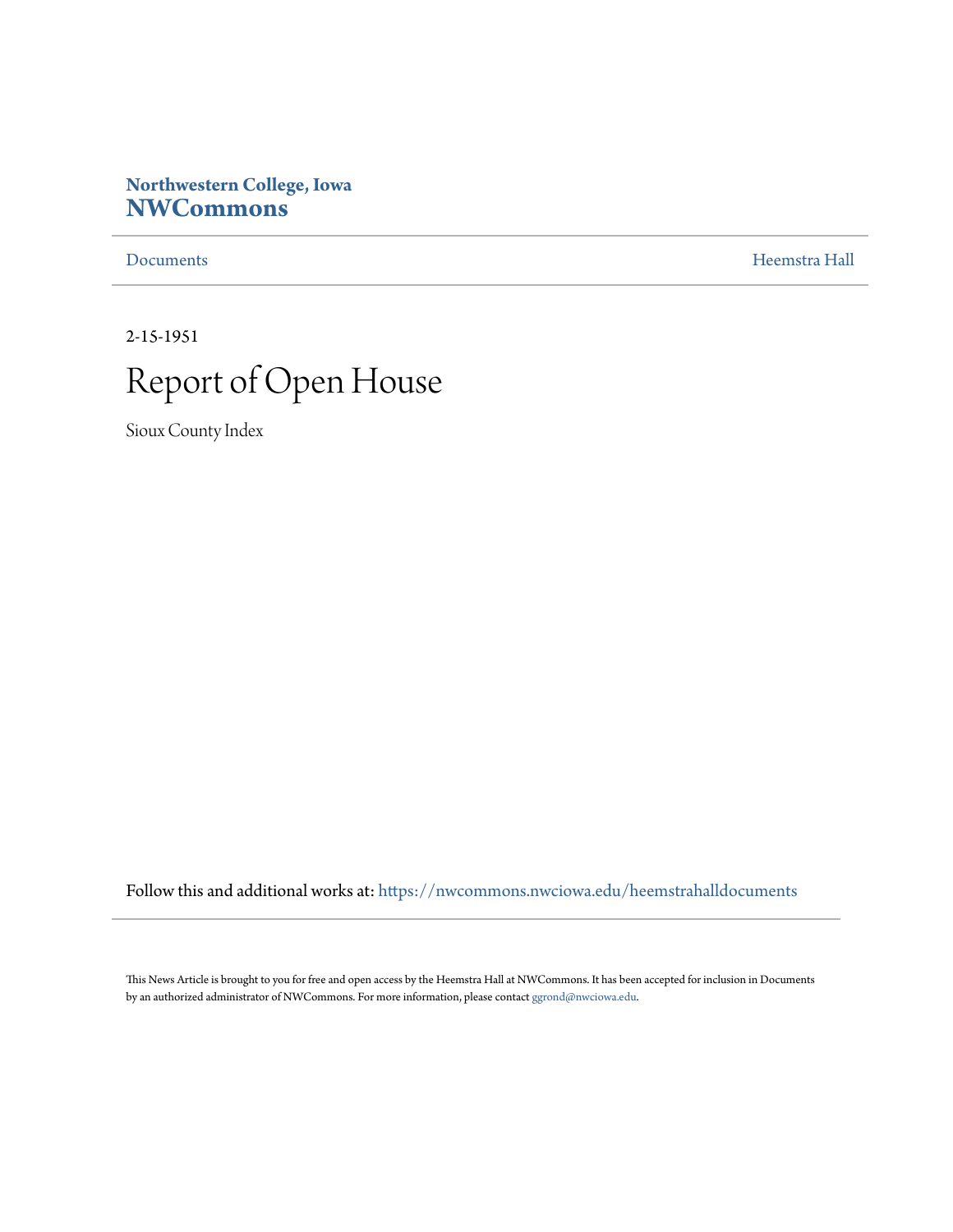**Northwestern College, Iowa**
**NWCommons**

Documents | Heemstra Hall

2-15-1951

# Report of Open House

Sioux County Index

Follow this and additional works at: https://nwcommons.nwciowa.edu/heemstrahalldocuments

This News Article is brought to you for free and open access by the Heemstra Hall at NWCommons. It has been accepted for inclusion in Documents by an authorized administrator of NWCommons. For more information, please contact ggrond@nwciowa.edu.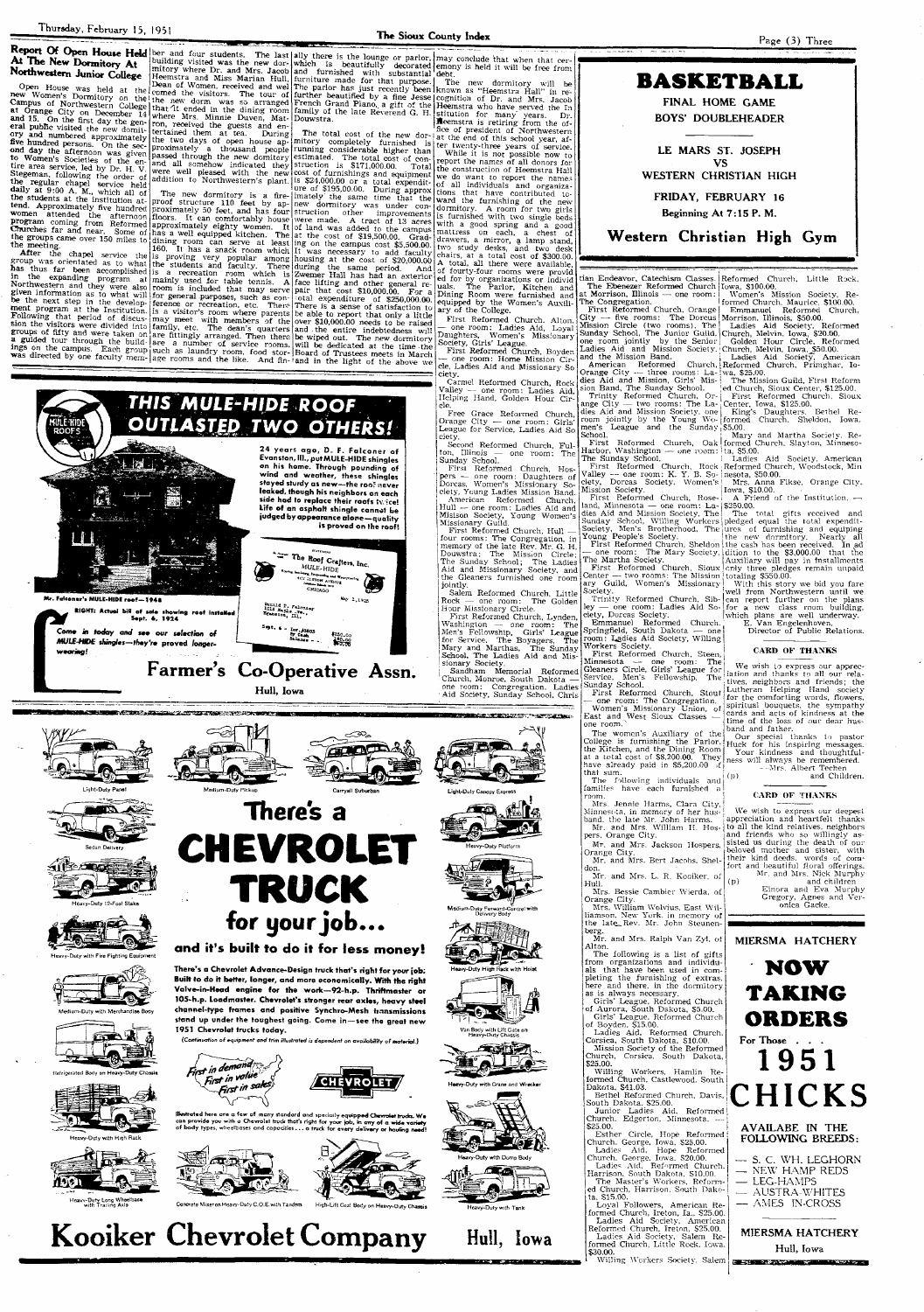## Report Of Open House Held At The New Dormitory At Northwestern Junior College

Open House was held at the new Women's Dormitory on the Campus of Northwestern College at Orange City on December 14 and 15. On the first day the general public visited the new dormitory and numbered approximately five hundred persons. On the second day the afternoon was given to Women's Societies of the entire area service, led by Dr. H. V. Stegeman, following the order of the regular chapel service held daily at 9:00 A. M., which all of the students at the institution attend. Approximately five hundred women attended the afternoon program coming from Reformed Churches far and near. Some of the groups came over 150 miles to the meeting.

After the chapel service the group was orientated as to what has thus far been accomplished in the expanding program at Northwestern and they were also given information as to what will be the next step in the development program at the Institution. Following that period of discussion the visitors were divided into groups of fifty and were taken on a guided tour through the buildings on the campus. Each group was directed by one faculty member and four students. The last building visited was the new dormitory where Dr. and Mrs. Jacob Heemstra and Miss Marian Hull, Dean of Women, received and welcomed the visitors. The tour of the new dorm was so arranged that it ended in the dining room where Mrs. Minnie Duven, Matron, received the guests and entertained them at tea. During the two days of open house approximately a thousand people passed through the new dormitory and all somehow indicated they were well pleased with the new addition to Northwestern's plant.

The new dormitory is a fireproof structure 110 feet by approximately 50 feet, and has four floors. It can comfortably house approximately eighty women. It has a well equipped kitchen. The dining room can serve at least 160. It has a snack room which is proving very popular among the students and faculty. There is a recreation room which is mainly used for table tennis. A room is included that may serve for general purposes, such as conference or recreation, etc. There is a visitor's room where parents may meet with members of the family, etc. The dean's quarters are fittingly arranged. Then there are a number of service rooms, such as laundry room, food storage rooms and the like. And finally there is the lounge or parlor, which is beautifully decorated and furnished with substantial furniture made for that purpose. The parlor has just recently been further beautified by a fine Jesse French Grand Piano, a gift of the family of the late Rev. G. H. Douwstra.

The total cost of the new dormitory completely furnished is running considerable higher than estimated. The total cost of construction is $171,000.00. Total cost of furnishings and equipment is $24,000.00 or a total expenditure of $195,00.00. During approximately the same time that the new dormitory was under construction other improvements were made. A tract of 13 acres of land was added to the campus at the cost of $19,500.00. Grading on the campus cost $5,500.00. It was necessary to add faculty housing at the cost of $20,000.00 during the same period. And Zwemer Hall has had an exterior face lifting and other general repair that cost $10,000.00. For a total expenditure of $250,000.00. There is a sense of satisfaction to be able to report that only a little over $10,000.00 needs to be raised and the entire indebtedness will be wiped out. The new dormitory will be dedicated at the time the Board of Trustees meets in March and in the light of the above we may conclude that when that ceremony is held it will be free from debt.

The new dormitory will be known as "Heemstra Hall" in recognition of Dr. and Mrs. Jacob Heemstra who have served the Institution for many years. Dr. Heemstra is retiring from the office of president of Northwestern at the end of this school year, after twenty-three years of service.

While it is not possible now to report the names of all donors for the construction of Heemstra Hall we do want to report the names of all individuals and organizations that have contributed toward the furnishing of the new dormitory. A room for two girls is furnished with two single beds with a good spring and a good mattress on each, a chest of drawers, a mirror, a lamp stand, two study desks, and two desk chairs, at a total cost of $300.00. A total, all there were available, of forty-four rooms were provided for by organizations or individuals. The Parlor, Kitchen and Dining Room were furnished and equipped by the Women's Auxiliary of the College.

First Reformed Church, Alton, — one room: Ladies Aid, Loyal Daughters, Women's Missionary Society, Girls' League.

First Reformed Church, Boyden — one room: Home Mission Circle, Ladies Aid and Missionary Society.

Carmel Reformed Church, Rock Valley — one room: Ladies Aid, Helping Hand, Golden Hour Circle.

Free Grace Reformed Church, Orange City — one room: Girls' League for Service, Ladies Aid Society.

Second Reformed Church, Fulton, Illinois — one room: The Sunday School.

First Reformed Church, Hospers — one room: Daughters of Dorcas, Women's Missionary Society, Young Ladies Mission Band.

American Reformed Church, Hull — one room: Ladies Aid and Mission Society, Young Women's Missionary Guild.

First Reformed Church, Hull — four rooms: The Congregation, in memory of the late Rev. Mr. G. H. Douwstra; The Mission Circle; The Sunday School; The Ladies Aid and Missionary Society, and the Gleaners furnished one room jointly.

Salem Reformed Church, Little Rock — one room: The Golden Hour Missionary Circle.

First Reformed Church, Lynden, Washington — one room: The Men's Fellowship, Girls' League for Service, 'The Boyagers, The Mary and Marthas, The Sunday School, The Ladies Aid and Missionary Society.

Sandham Memorial Reformed Church, Monroe, South Dakota — one room: Congregation, Ladies Aid Society, Sunday School, Christian Endeavor, Catechism Classes.

The Ebenezer Reformed Church at Morrison, Illinois — one room: The Congregation.

First Reformed Church, Orange City — five rooms: The Dorcas Mission Circle (two rooms), The Sunday School, The Junior Guild, one room jointly by the Senior Ladies Aid and Mission Society, and the Mission Band.

American Reformed Church, Orange City — three rooms: Ladies Aid and Mission, Girls' Mission Band, The Sunday School.

Trinity Reformed Church, Orange City — two rooms: The Ladies Aid and Mission Society, one room jointly by the Young Women's League and the Sunday School.

First Reformed Church, Oak Harbor, Washington — one room: The Sunday School.

First Reformed Church, Rock Valley — one room: K. Y. B. Society, Dorcas Society, Women's Mission Society.

First Reformed Church, Roseland, Minnesota — one room: Ladies Aid and Mission Society, The Sunday School, Willing Workers Society, Men's Brotherhood, The Young People's Society.

First Reformed Church, Sheldon — one room: The Mary Society, The Martha Society.

First Reformed Church, Sioux Center — two rooms: The Mission Guild, Women's Missionary Society.

Trinity Reformed Church, Sibley — one room: Ladies Aid Society, Dorcas Society.

Emmanuel Reformed Church, Springfield, South Dakota — one room: Ladies Aid Society, Willing Workers Society.

First Reformed Church, Steen, Minnesota — one room: The Gleaners Circle, Girls' League for Service, Men's Fellowship, The Sunday School.

First Reformed Church, Stout — one room: The Congregation.

Women's Missionary Union, of East and West Sioux Classes — one room.

The women's Auxiliary of the College is furnishing the Parlor, the Kitchen, and the Dining Room at a total cost of $8,200.00. They have already paid in $5,200.00 of that sum.

The following individuals and families have each furnished a room.

Mrs. Jennie Harms, Clara City, Minnesota, in memory of her husband, the late Mr. John Harms.

Mr. and Mrs. William H. Hospers, Orange City.

Mr. and Mrs. Jackson Hospers, Orange City.

Mr. and Mrs. Bert Jacobs, Sheldon.

Mr. and Mrs. L. R. Kooiker, of Hull.

Mrs. Bessie Cambier Wierda, of Orange City.

Mrs. William Wolvius, East Williamson, New York, in memory of the late Rev. Mr. John Steunenberg.

Mr. and Mrs. Ralph Van Zyl, of Alton.

The following is a list of gifts from organizations and individuals that have been used in completing the furnishing of extras, here and there, in the dormitory as is always necessary.

Girls' League, Reformed Church of Aurora, South Dakota, $5.00.

Girls' League, Reformed Church of Boyden, $15.00.

Ladies Aid, Reformed Church, Corsica, South Dakota, $10.00.

Mission Society of the Reformed Church, Corsica, South Dakota, $25.00.

Willing Workers, Hamlin Reformed Church, Castlewood, South Dakota, $41.03.

Bethel Reformed Church, Davis, South Dakota, $25.00.

Junior Ladies Aid, Reformed Church, Edgerton, Minnesota, — $25.00.

Esther Circle, Hope Reformed Church, George, Iowa, $25.00.

Ladies Aid, Hope Reformed Church, George, Iowa, $20.00.

Ladies Aid, Reformed Church, Harrison, South Dakota, $10.00.

The Master's Workers, Reformed Church, Harrison, South Dakota, $15.00.

Loyal Followers, American Reformed Church, Ireton, Ia., $25.00.

Ladies Aid Society, American Reformed Church, Ireton, $25.00.

Ladies Aid Society, Salem Reformed Church, Little Rock, Iowa, $30.00.

Willing Workers Society, Salem Reformed Church, Little Rock, Iowa, $100.00.

Women's Mission Society, Reformed Church, Maurice, $100.00.

Emmanuel Reformed Church, Morrison, Illinois, $50.00.

Ladies Aid Society, Reformed Church, Melvin, Iowa, $20.00.

Golden Hour Circle, Reformed Church, Melvin, Iowa, $50.00.

Ladies Aid Society, American Reformed Church, Pringhar, Iowa, $25.00.

The Mission Guild, First Reformed Church, Sioux Center, $125.00.

First Reformed Church, Sioux Center, Iowa, $125.00.

King's Daughters, Bethel Reformed Church, Sheldon, Iowa, $5.00.

Mary and Martha Society, Reformed Church, Clayton, Minnesota, $5.00.

Ladies Aid Society, American Reformed Church, Woodstock, Minnesota, $50.00.

Mrs. Anna Fikse, Orange City, Iowa, $10.00.

A Friend of the Institution, — $250.00.

The total gifts received and pledged equal the total expenditures of furnishing and equiping the new dormitory. Nearly all the cash has been received. In addition to the $3,000.00 that the Auxiliary will pay in installments only three pledges remain unpaid totaling $550.00.

With this story we bid you fare well from Northwestern until we can report further on the plans for a new class room building, which plans are well underway.

E. Van Engelenhoven,
Director of Public Relations.

# BASKETBALL

FINAL HOME GAME

BOYS' DOUBLEHEADER

LE MARS ST. JOSEPH

VS

WESTERN CHRISTIAN HIGH

FRIDAY, FEBRUARY 16

Beginning At 7:15 P. M.

## Western Christian High Gym

### CARD OF THANKS

We wish to express our appreciation and thanks to all our relatives, neighbors and friends; the Lutheran Helping Hand society for the comforting words, flowers, spiritual bouquets, the sympathy cards and acts of kindness at the time of the loss of our dear husband and father.

Our special thanks to pastor Huth for his inspiring messages. Your kindness and thoughtfulness will always be remembered.

Mrs. Albert Techen
(p) and Children.

### CARD OF THANKS

We wish to express our deepest appreciation and heartfelt thanks to all the kind relatives, neighbors and friends who so willingly assisted us during the death of our beloved mother and sister, with their kind deeds, words of comfort and beautiful floral offerings.

Mr. and Mrs. Nick Murphy
(p) and children
Elnora and Eva Murphy
Gregory, Agnes and Veronica Gacke.

# THIS MULE-HIDE ROOF OUTLASTED TWO OTHERS!

24 years ago, D. F. Falconer of Evanston, Ill., put MULE-HIDE shingles on his home. Through pounding of wind and weather, these shingles stayed sturdy as new—the roof never leaked, though his neighbors on each side had to replace their roofs twice! Life of an asphalt shingle cannot be judged by appearance alone—quality is proved on the roof!

Mr. Falconer's MULE-HIDE roof—1948

RIGHT: Actual bill of sale showing roof installed Sept. 6, 1924

Come in today and see our selection of MULE-HIDE shingles—they're proved longer-wearing!

## Farmer's Co-Operative Assn.

Hull, Iowa

# There's a CHEVROLET TRUCK for your job...

## and it's built to do it for less money!

There's a Chevrolet Advance-Design truck that's right for your job: Built to do it better, longer, and more economically. With the right Valve-in-Head engine for the work—92-h.p. Thriftmaster or 105-h.p. Loadmaster. Chevrolet's stronger rear axles, heavy steel channel-type frames and positive Synchro-Mesh transmissions stand up under the toughest going. Come in—see the great new 1951 Chevrolet trucks today.

(Continuation of equipment and trim illustrated is dependent on availability of material.)

First in demand — First in value — First in sales

Illustrated here are a few of many standard and specially equipped Chevrolet trucks. We can provide you with a Chevrolet truck that's right for your job, in any of a wide variety of body types, wheelbases and capacities ... a truck for every delivery or hauling need!

Light-Duty Panel — Medium-Duty Pickup — Carryall Suburban — Light-Duty Canopy Express — Sedan Delivery — Heavy-Duty Platform — Heavy-Duty 12-Foot Stake — Medium-Duty Forward-Control with Delivery Body — Heavy-Duty with Fire Fighting Equipment — Heavy-Duty High Rack with Hoist — Medium-Duty with Merchandise Body — Van Body with Lift Gate on Heavy-Duty Chassis — Refrigerated Body on Heavy-Duty Chassis — Heavy-Duty with Crane and Wrecker — Heavy-Duty with High Rack — Heavy-Duty with Dump Body — Heavy-Duty Long Wheelbase with Trailing Axle — Concrete Mixer on Heavy-Duty C.O.E. with Tandem — High-Lift Coal Body on Heavy-Duty Chassis — Heavy-Duty with Tank

## Kooiker Chevrolet Company

Hull, Iowa

# MIERSMA HATCHERY

# NOW TAKING ORDERS

For Those . . .

# 1951 CHICKS

AVAILABE IN THE FOLLOWING BREEDS:

- S. C. WH. LEGHORN
- NEW HAMP REDS
- LEG-HAMPS
- AUSTRA-WHITES
- AMES IN-CROSS

## MIERSMA HATCHERY

Hull, Iowa